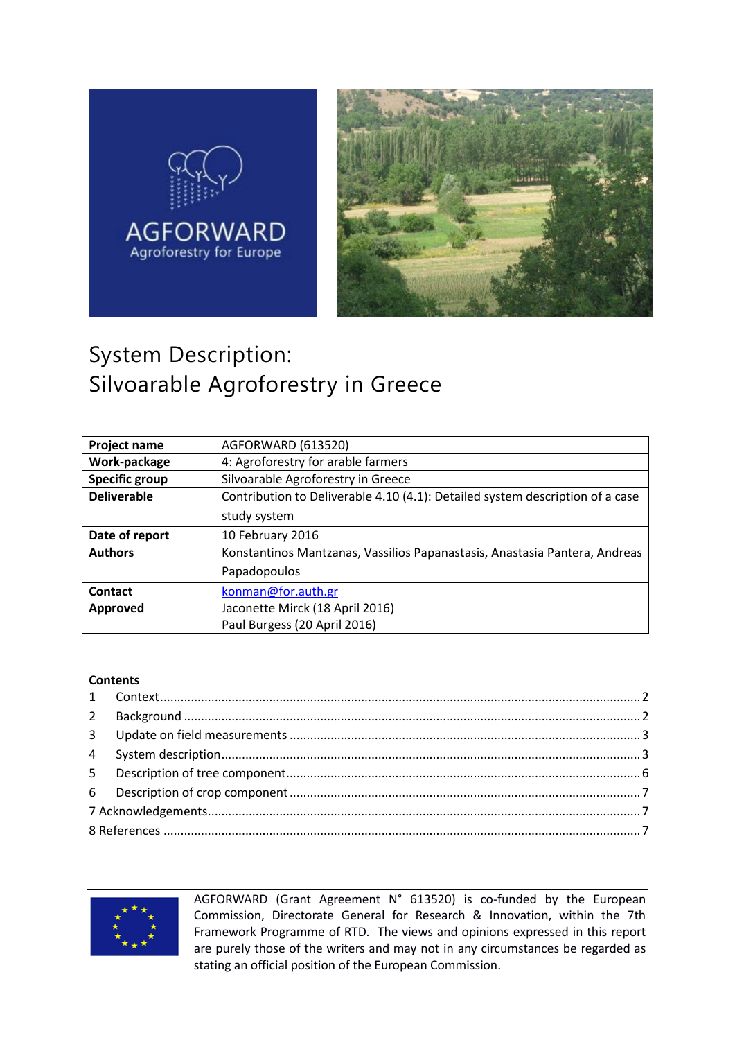# System Description: Silvoarable Agroforestry in Greece

| **Project name** | AGFORWARD (613520) |
|---|---|
| **Work-package** | 4: Agroforestry for arable farmers |
| **Specific group** | Silvoarable Agroforestry in Greece |
| **Deliverable** | Contribution to Deliverable 4.10 (4.1): Detailed system description of a case study system |
| **Date of report** | 10 February 2016 |
| **Authors** | Konstantinos Mantzanas, Vassilios Papanastasis, Anastasia Pantera, Andreas Papadopoulos |
| **Contact** | konman@for.auth.gr |
| **Approved** | Jaconette Mirck (18 April 2016)<br>Paul Burgess (20 April 2016) |

**Contents**

1 Context .......... 2
2 Background .......... 2
3 Update on field measurements .......... 3
4 System description .......... 3
5 Description of tree component .......... 6
6 Description of crop component .......... 7
7 Acknowledgements .......... 7
8 References .......... 7

AGFORWARD (Grant Agreement N° 613520) is co-funded by the European Commission, Directorate General for Research & Innovation, within the 7th Framework Programme of RTD. The views and opinions expressed in this report are purely those of the writers and may not in any circumstances be regarded as stating an official position of the European Commission.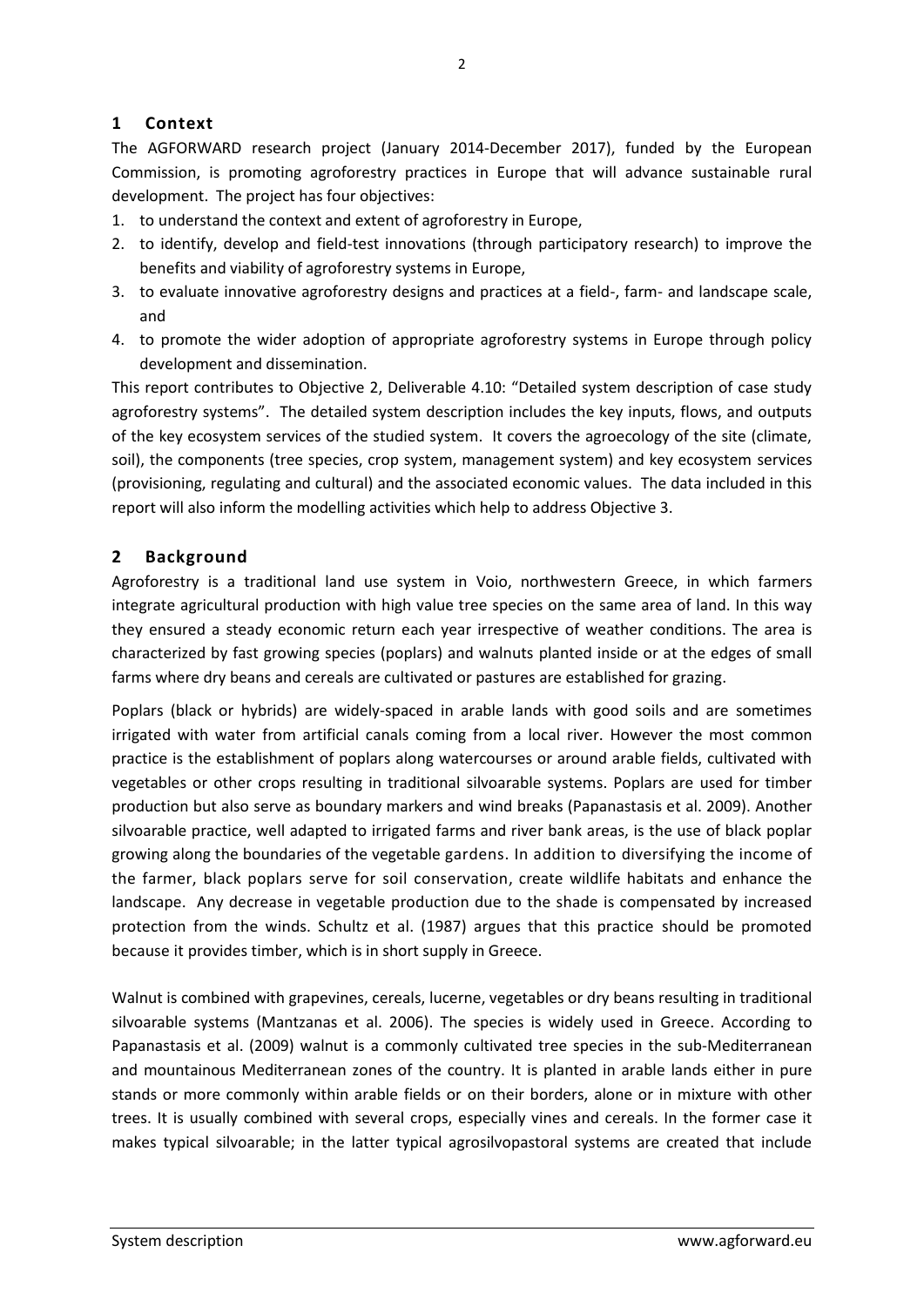## 1 Context

The AGFORWARD research project (January 2014-December 2017), funded by the European Commission, is promoting agroforestry practices in Europe that will advance sustainable rural development. The project has four objectives:

1. to understand the context and extent of agroforestry in Europe,
2. to identify, develop and field-test innovations (through participatory research) to improve the benefits and viability of agroforestry systems in Europe,
3. to evaluate innovative agroforestry designs and practices at a field-, farm- and landscape scale, and
4. to promote the wider adoption of appropriate agroforestry systems in Europe through policy development and dissemination.

This report contributes to Objective 2, Deliverable 4.10: "Detailed system description of case study agroforestry systems". The detailed system description includes the key inputs, flows, and outputs of the key ecosystem services of the studied system. It covers the agroecology of the site (climate, soil), the components (tree species, crop system, management system) and key ecosystem services (provisioning, regulating and cultural) and the associated economic values. The data included in this report will also inform the modelling activities which help to address Objective 3.

## 2 Background

Agroforestry is a traditional land use system in Voio, northwestern Greece, in which farmers integrate agricultural production with high value tree species on the same area of land. In this way they ensured a steady economic return each year irrespective of weather conditions. The area is characterized by fast growing species (poplars) and walnuts planted inside or at the edges of small farms where dry beans and cereals are cultivated or pastures are established for grazing.

Poplars (black or hybrids) are widely-spaced in arable lands with good soils and are sometimes irrigated with water from artificial canals coming from a local river. However the most common practice is the establishment of poplars along watercourses or around arable fields, cultivated with vegetables or other crops resulting in traditional silvoarable systems. Poplars are used for timber production but also serve as boundary markers and wind breaks (Papanastasis et al. 2009). Another silvoarable practice, well adapted to irrigated farms and river bank areas, is the use of black poplar growing along the boundaries of the vegetable gardens. In addition to diversifying the income of the farmer, black poplars serve for soil conservation, create wildlife habitats and enhance the landscape. Any decrease in vegetable production due to the shade is compensated by increased protection from the winds. Schultz et al. (1987) argues that this practice should be promoted because it provides timber, which is in short supply in Greece.

Walnut is combined with grapevines, cereals, lucerne, vegetables or dry beans resulting in traditional silvoarable systems (Mantzanas et al. 2006). The species is widely used in Greece. According to Papanastasis et al. (2009) walnut is a commonly cultivated tree species in the sub-Mediterranean and mountainous Mediterranean zones of the country. It is planted in arable lands either in pure stands or more commonly within arable fields or on their borders, alone or in mixture with other trees. It is usually combined with several crops, especially vines and cereals. In the former case it makes typical silvoarable; in the latter typical agrosilvopastoral systems are created that include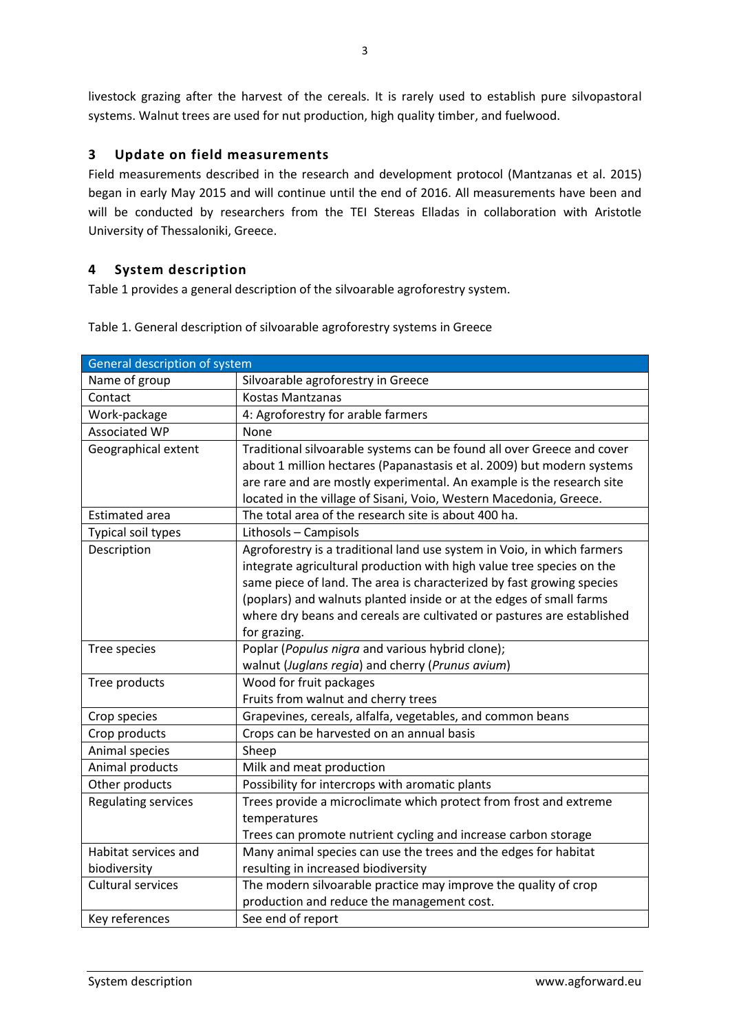livestock grazing after the harvest of the cereals. It is rarely used to establish pure silvopastoral systems. Walnut trees are used for nut production, high quality timber, and fuelwood.

## 3 Update on field measurements

Field measurements described in the research and development protocol (Mantzanas et al. 2015) began in early May 2015 and will continue until the end of 2016. All measurements have been and will be conducted by researchers from the TEI Stereas Elladas in collaboration with Aristotle University of Thessaloniki, Greece.

## 4 System description

Table 1 provides a general description of the silvoarable agroforestry system.

Table 1. General description of silvoarable agroforestry systems in Greece

| General description of system | |
|---|---|
| Name of group | Silvoarable agroforestry in Greece |
| Contact | Kostas Mantzanas |
| Work-package | 4: Agroforestry for arable farmers |
| Associated WP | None |
| Geographical extent | Traditional silvoarable systems can be found all over Greece and cover about 1 million hectares (Papanastasis et al. 2009) but modern systems are rare and are mostly experimental. An example is the research site located in the village of Sisani, Voio, Western Macedonia, Greece. |
| Estimated area | The total area of the research site is about 400 ha. |
| Typical soil types | Lithosols – Campisols |
| Description | Agroforestry is a traditional land use system in Voio, in which farmers integrate agricultural production with high value tree species on the same piece of land. The area is characterized by fast growing species (poplars) and walnuts planted inside or at the edges of small farms where dry beans and cereals are cultivated or pastures are established for grazing. |
| Tree species | Poplar (*Populus nigra* and various hybrid clone); walnut (*Juglans regia*) and cherry (*Prunus avium*) |
| Tree products | Wood for fruit packages<br>Fruits from walnut and cherry trees |
| Crop species | Grapevines, cereals, alfalfa, vegetables, and common beans |
| Crop products | Crops can be harvested on an annual basis |
| Animal species | Sheep |
| Animal products | Milk and meat production |
| Other products | Possibility for intercrops with aromatic plants |
| Regulating services | Trees provide a microclimate which protect from frost and extreme temperatures<br>Trees can promote nutrient cycling and increase carbon storage |
| Habitat services and biodiversity | Many animal species can use the trees and the edges for habitat resulting in increased biodiversity |
| Cultural services | The modern silvoarable practice may improve the quality of crop production and reduce the management cost. |
| Key references | See end of report |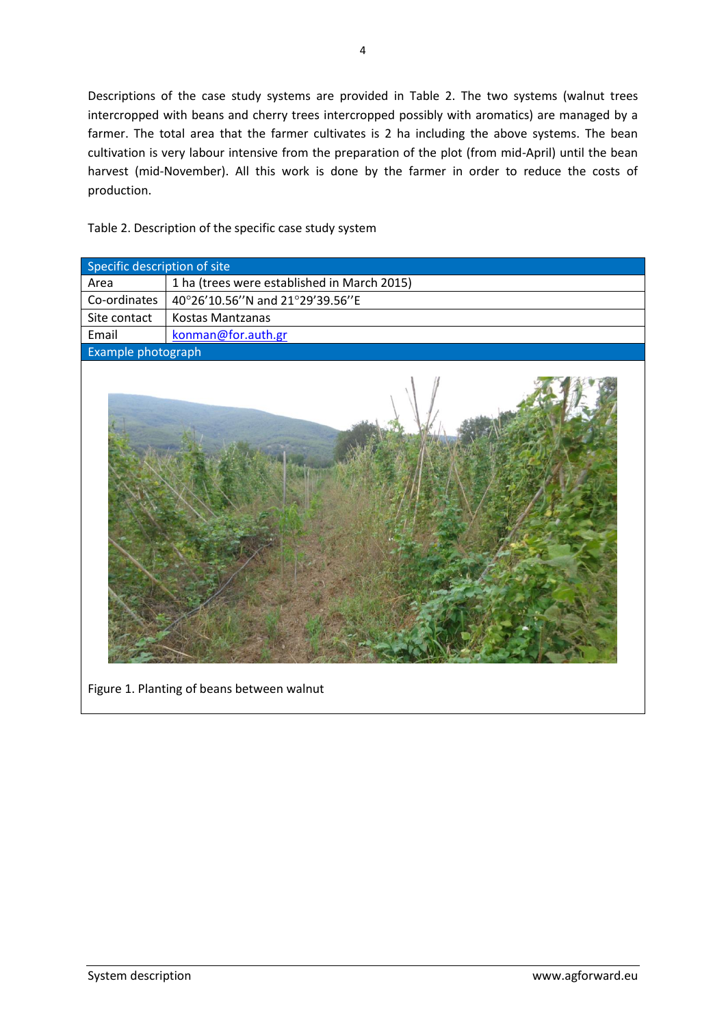Descriptions of the case study systems are provided in Table 2. The two systems (walnut trees intercropped with beans and cherry trees intercropped possibly with aromatics) are managed by a farmer. The total area that the farmer cultivates is 2 ha including the above systems. The bean cultivation is very labour intensive from the preparation of the plot (from mid-April) until the bean harvest (mid-November). All this work is done by the farmer in order to reduce the costs of production.

Table 2. Description of the specific case study system

| Specific description of site | |
|---|---|
| Area | 1 ha (trees were established in March 2015) |
| Co-ordinates | 40°26’10.56’’N and 21°29’39.56’’E |
| Site contact | Kostas Mantzanas |
| Email | konman@for.auth.gr |
| Example photograph | |

Figure 1. Planting of beans between walnut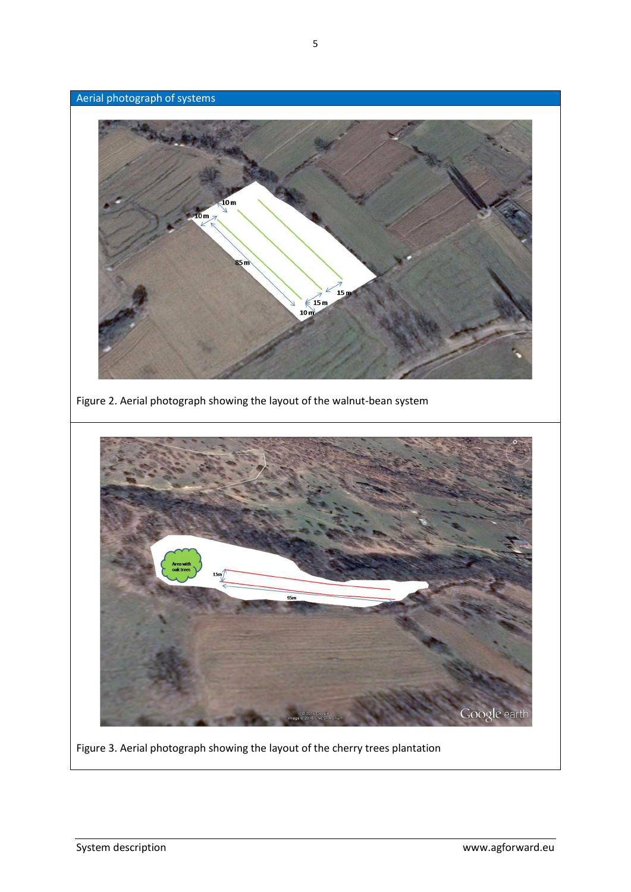## Aerial photograph of systems

Figure 2. Aerial photograph showing the layout of the walnut-bean system

Figure 3. Aerial photograph showing the layout of the cherry trees plantation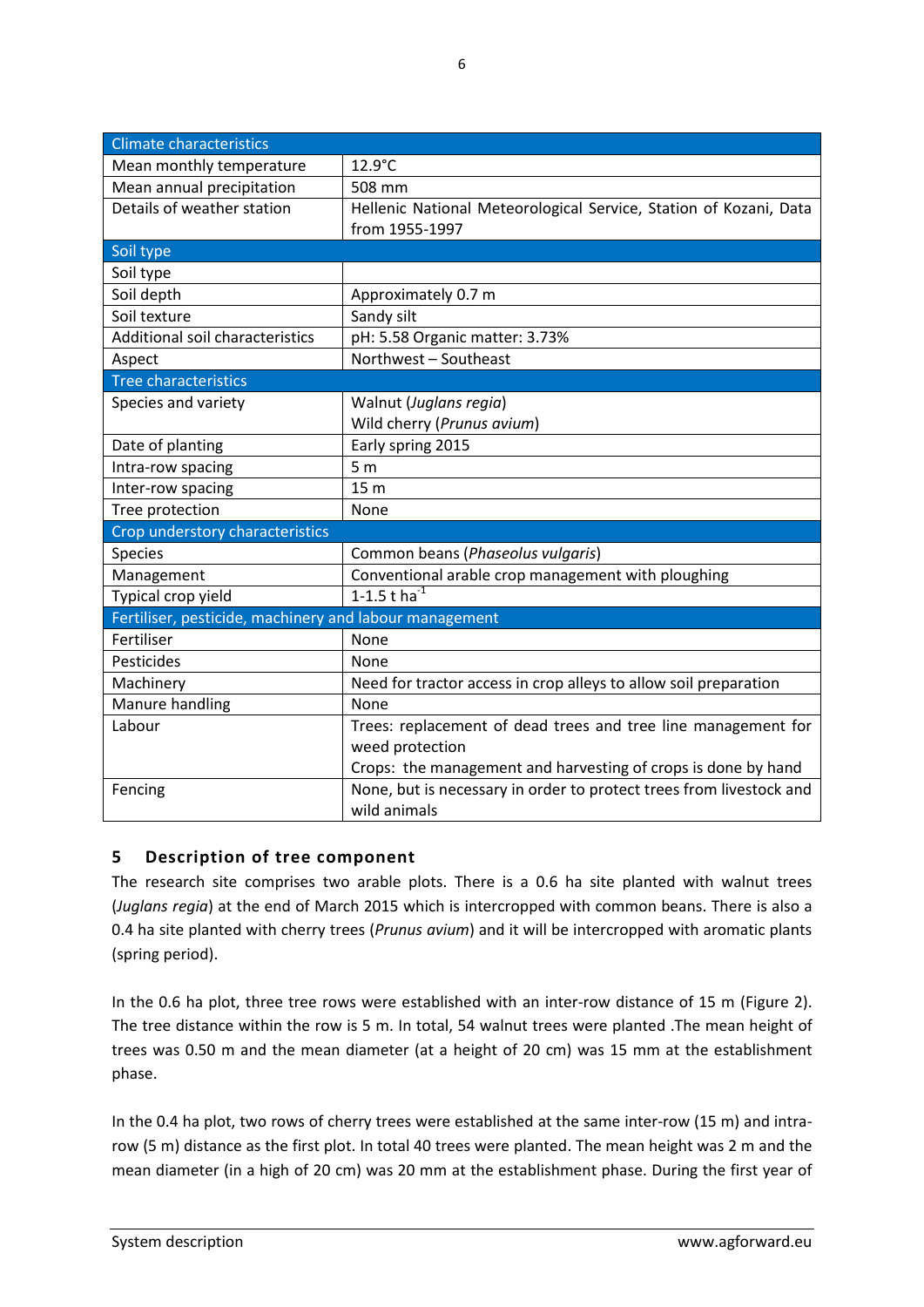| Climate characteristics | |
|---|---|
| Mean monthly temperature | 12.9°C |
| Mean annual precipitation | 508 mm |
| Details of weather station | Hellenic National Meteorological Service, Station of Kozani, Data from 1955-1997 |
| **Soil type** | |
| Soil type | |
| Soil depth | Approximately 0.7 m |
| Soil texture | Sandy silt |
| Additional soil characteristics | pH: 5.58 Organic matter: 3.73% |
| Aspect | Northwest – Southeast |
| **Tree characteristics** | |
| Species and variety | Walnut (*Juglans regia*)<br>Wild cherry (*Prunus avium*) |
| Date of planting | Early spring 2015 |
| Intra-row spacing | 5 m |
| Inter-row spacing | 15 m |
| Tree protection | None |
| **Crop understory characteristics** | |
| Species | Common beans (*Phaseolus vulgaris*) |
| Management | Conventional arable crop management with ploughing |
| Typical crop yield | 1-1.5 t $ha^{-1}$ |
| **Fertiliser, pesticide, machinery and labour management** | |
| Fertiliser | None |
| Pesticides | None |
| Machinery | Need for tractor access in crop alleys to allow soil preparation |
| Manure handling | None |
| Labour | Trees: replacement of dead trees and tree line management for weed protection<br>Crops: the management and harvesting of crops is done by hand |
| Fencing | None, but is necessary in order to protect trees from livestock and wild animals |

## 5 Description of tree component

The research site comprises two arable plots. There is a 0.6 ha site planted with walnut trees (*Juglans regia*) at the end of March 2015 which is intercropped with common beans. There is also a 0.4 ha site planted with cherry trees (*Prunus avium*) and it will be intercropped with aromatic plants (spring period).

In the 0.6 ha plot, three tree rows were established with an inter-row distance of 15 m (Figure 2). The tree distance within the row is 5 m. In total, 54 walnut trees were planted .The mean height of trees was 0.50 m and the mean diameter (at a height of 20 cm) was 15 mm at the establishment phase.

In the 0.4 ha plot, two rows of cherry trees were established at the same inter-row (15 m) and intra-row (5 m) distance as the first plot. In total 40 trees were planted. The mean height was 2 m and the mean diameter (in a high of 20 cm) was 20 mm at the establishment phase. During the first year of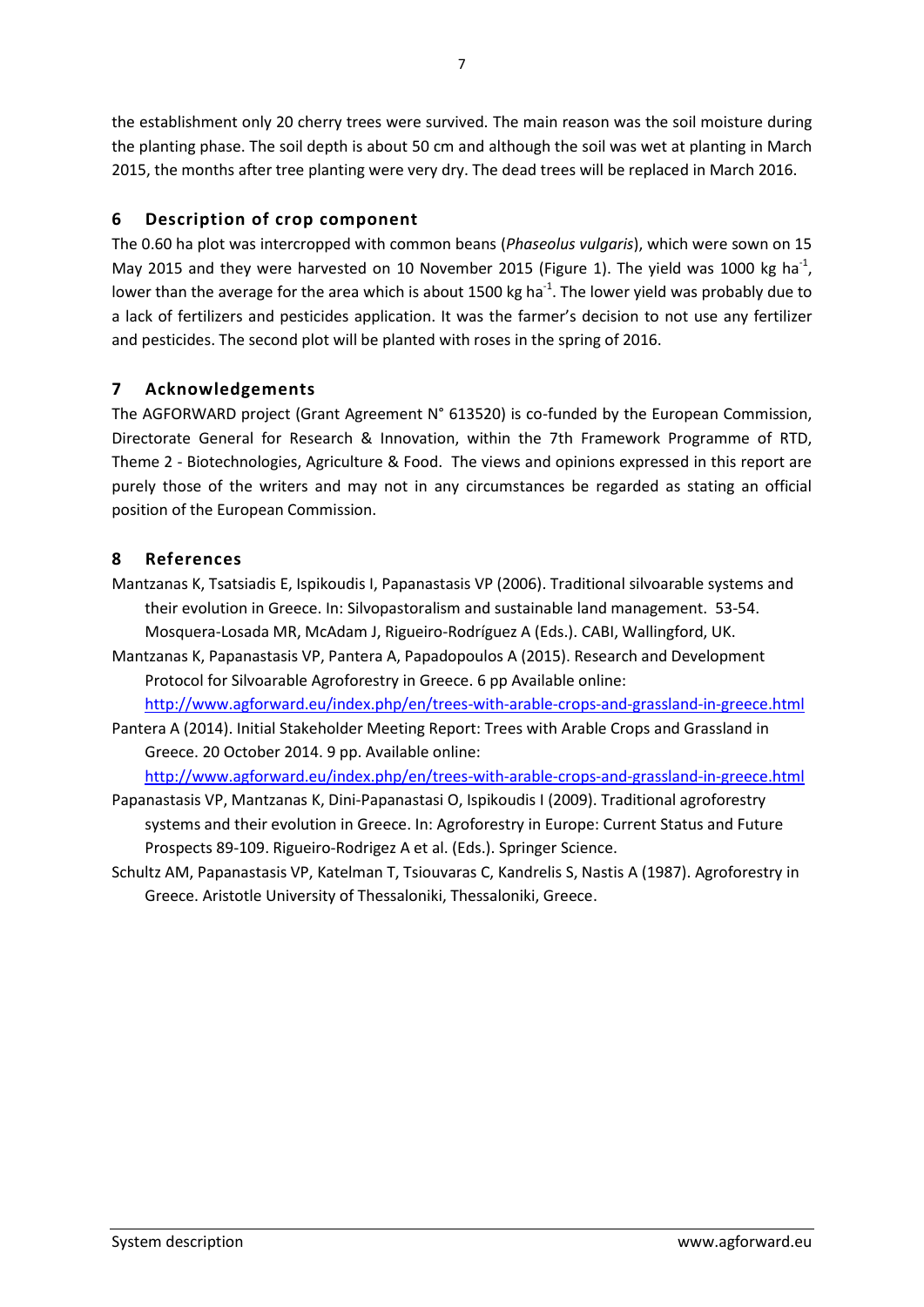the establishment only 20 cherry trees were survived. The main reason was the soil moisture during the planting phase. The soil depth is about 50 cm and although the soil was wet at planting in March 2015, the months after tree planting were very dry. The dead trees will be replaced in March 2016.

## 6 Description of crop component

The 0.60 ha plot was intercropped with common beans (*Phaseolus vulgaris*), which were sown on 15 May 2015 and they were harvested on 10 November 2015 (Figure 1). The yield was 1000 kg ha$^{-1}$, lower than the average for the area which is about 1500 kg ha$^{-1}$. The lower yield was probably due to a lack of fertilizers and pesticides application. It was the farmer's decision to not use any fertilizer and pesticides. The second plot will be planted with roses in the spring of 2016.

## 7 Acknowledgements

The AGFORWARD project (Grant Agreement N° 613520) is co-funded by the European Commission, Directorate General for Research & Innovation, within the 7th Framework Programme of RTD, Theme 2 - Biotechnologies, Agriculture & Food. The views and opinions expressed in this report are purely those of the writers and may not in any circumstances be regarded as stating an official position of the European Commission.

## 8 References

Mantzanas K, Tsatsiadis E, Ispikoudis I, Papanastasis VP (2006). Traditional silvoarable systems and their evolution in Greece. In: Silvopastoralism and sustainable land management. 53-54. Mosquera-Losada MR, McAdam J, Rigueiro-Rodríguez A (Eds.). CABI, Wallingford, UK.

Mantzanas K, Papanastasis VP, Pantera A, Papadopoulos A (2015). Research and Development Protocol for Silvoarable Agroforestry in Greece. 6 pp Available online: http://www.agforward.eu/index.php/en/trees-with-arable-crops-and-grassland-in-greece.html

Pantera A (2014). Initial Stakeholder Meeting Report: Trees with Arable Crops and Grassland in Greece. 20 October 2014. 9 pp. Available online: http://www.agforward.eu/index.php/en/trees-with-arable-crops-and-grassland-in-greece.html

Papanastasis VP, Mantzanas K, Dini-Papanastasi O, Ispikoudis I (2009). Traditional agroforestry systems and their evolution in Greece. In: Agroforestry in Europe: Current Status and Future Prospects 89-109. Rigueiro-Rodrigez A et al. (Eds.). Springer Science.

Schultz AM, Papanastasis VP, Katelman T, Tsiouvaras C, Kandrelis S, Nastis A (1987). Agroforestry in Greece. Aristotle University of Thessaloniki, Thessaloniki, Greece.